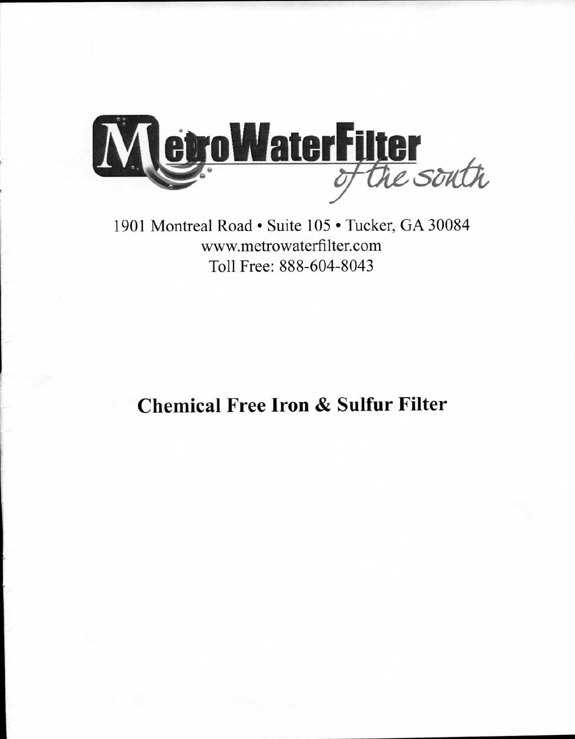**MetroWaterFilter** *of the south*

1901 Montreal Road • Suite 105 • Tucker, GA 30084
www.metrowaterfilter.com
Toll Free: 888-604-8043

# Chemical Free Iron & Sulfur Filter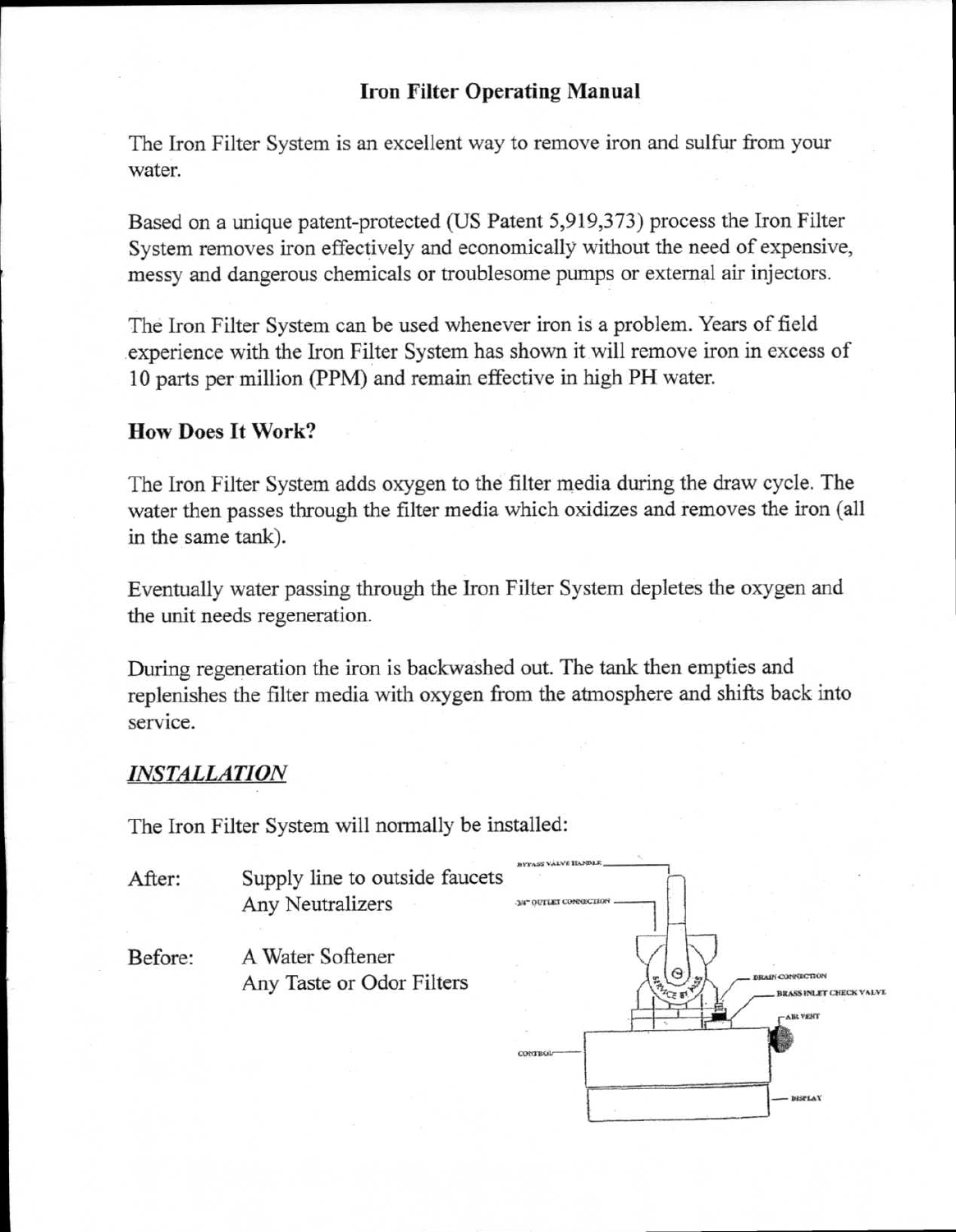# Iron Filter Operating Manual

The Iron Filter System is an excellent way to remove iron and sulfur from your water.

Based on a unique patent-protected (US Patent 5,919,373) process the Iron Filter System removes iron effectively and economically without the need of expensive, messy and dangerous chemicals or troublesome pumps or external air injectors.

The Iron Filter System can be used whenever iron is a problem. Years of field experience with the Iron Filter System has shown it will remove iron in excess of 10 parts per million (PPM) and remain effective in high PH water.

## How Does It Work?

The Iron Filter System adds oxygen to the filter media during the draw cycle. The water then passes through the filter media which oxidizes and removes the iron (all in the same tank).

Eventually water passing through the Iron Filter System depletes the oxygen and the unit needs regeneration.

During regeneration the iron is backwashed out. The tank then empties and replenishes the filter media with oxygen from the atmosphere and shifts back into service.

## *INSTALLATION*

The Iron Filter System will normally be installed:

After: Supply line to outside faucets
Any Neutralizers

Before: A Water Softener
Any Taste or Odor Filters

BYPASS VALVE HANDLE

3/4" OUTLET CONNECTION

DRAIN CONNECTION

BRASS INLET CHECK VALVE

AIR VENT

CONTROL

DISPLAY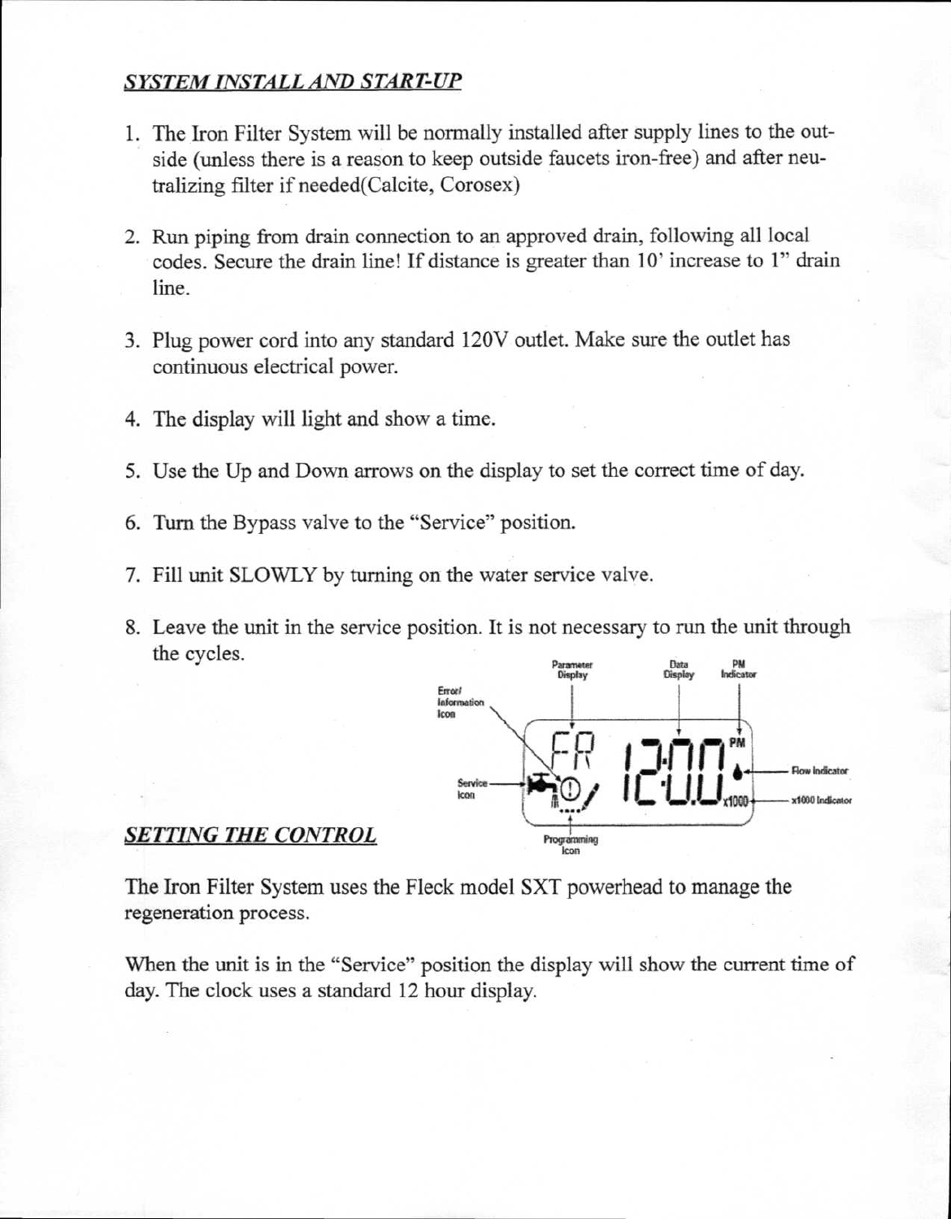## *SYSTEM INSTALL AND START-UP*

1. The Iron Filter System will be normally installed after supply lines to the outside (unless there is a reason to keep outside faucets iron-free) and after neutralizing filter if needed(Calcite, Corosex)

2. Run piping from drain connection to an approved drain, following all local codes. Secure the drain line! If distance is greater than 10' increase to 1" drain line.

3. Plug power cord into any standard 120V outlet. Make sure the outlet has continuous electrical power.

4. The display will light and show a time.

5. Use the Up and Down arrows on the display to set the correct time of day.

6. Turn the Bypass valve to the "Service" position.

7. Fill unit SLOWLY by turning on the water service valve.

8. Leave the unit in the service position. It is not necessary to run the unit through the cycles.

Parameter Display | Data Display | PM Indicator | Error/ Information Icon | Service Icon | Flow Indicator | x1000 Indicator | Programming Icon

## *SETTING THE CONTROL*

The Iron Filter System uses the Fleck model SXT powerhead to manage the regeneration process.

When the unit is in the "Service" position the display will show the current time of day. The clock uses a standard 12 hour display.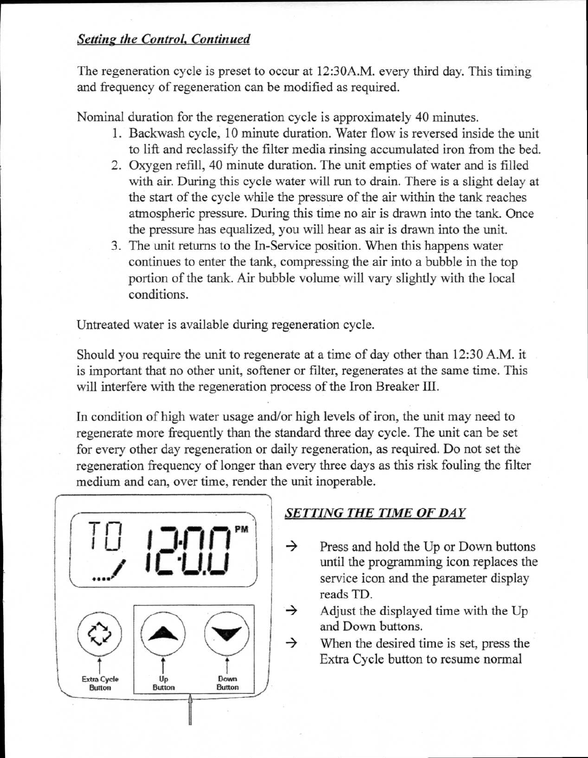***Setting the Control, Continued***

The regeneration cycle is preset to occur at 12:30A.M. every third day. This timing and frequency of regeneration can be modified as required.

Nominal duration for the regeneration cycle is approximately 40 minutes.

1. Backwash cycle, 10 minute duration. Water flow is reversed inside the unit to lift and reclassify the filter media rinsing accumulated iron from the bed.
2. Oxygen refill, 40 minute duration. The unit empties of water and is filled with air. During this cycle water will run to drain. There is a slight delay at the start of the cycle while the pressure of the air within the tank reaches atmospheric pressure. During this time no air is drawn into the tank. Once the pressure has equalized, you will hear as air is drawn into the unit.
3. The unit returns to the In-Service position. When this happens water continues to enter the tank, compressing the air into a bubble in the top portion of the tank. Air bubble volume will vary slightly with the local conditions.

Untreated water is available during regeneration cycle.

Should you require the unit to regenerate at a time of day other than 12:30 A.M. it is important that no other unit, softener or filter, regenerates at the same time. This will interfere with the regeneration process of the Iron Breaker III.

In condition of high water usage and/or high levels of iron, the unit may need to regenerate more frequently than the standard three day cycle. The unit can be set for every other day regeneration or daily regeneration, as required. Do not set the regeneration frequency of longer than every three days as this risk fouling the filter medium and can, over time, render the unit inoperable.

TD 12:00 PM

Extra Cycle Button | Up Button | Down Button

***SETTING THE TIME OF DAY***

→ Press and hold the Up or Down buttons until the programming icon replaces the service icon and the parameter display reads TD.

→ Adjust the displayed time with the Up and Down buttons.

→ When the desired time is set, press the Extra Cycle button to resume normal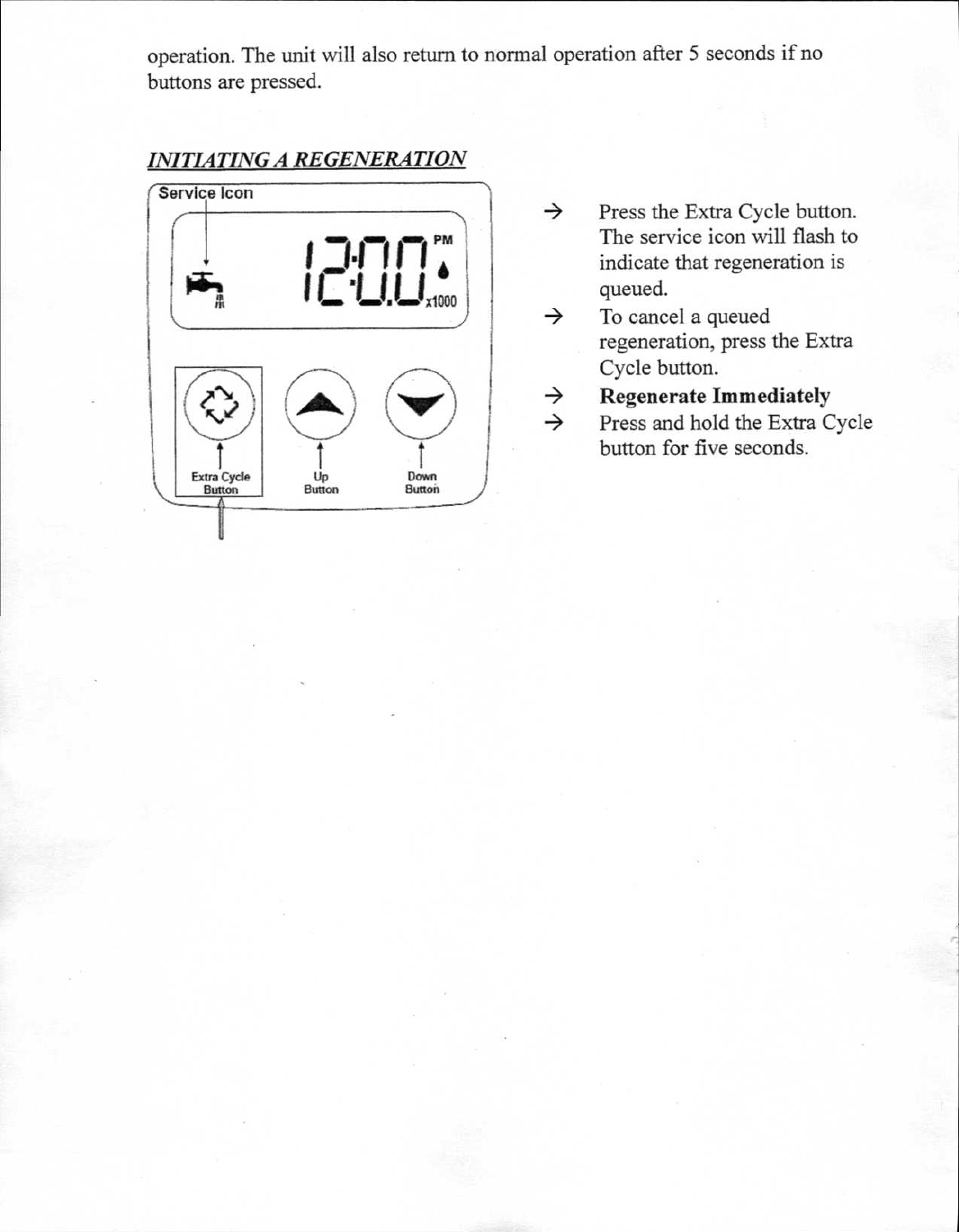operation. The unit will also return to normal operation after 5 seconds if no buttons are pressed.

## *INITIATING A REGENERATION*

- → Press the Extra Cycle button. The service icon will flash to indicate that regeneration is queued.
- → To cancel a queued regeneration, press the Extra Cycle button.
- → **Regenerate Immediately**
- → Press and hold the Extra Cycle button for five seconds.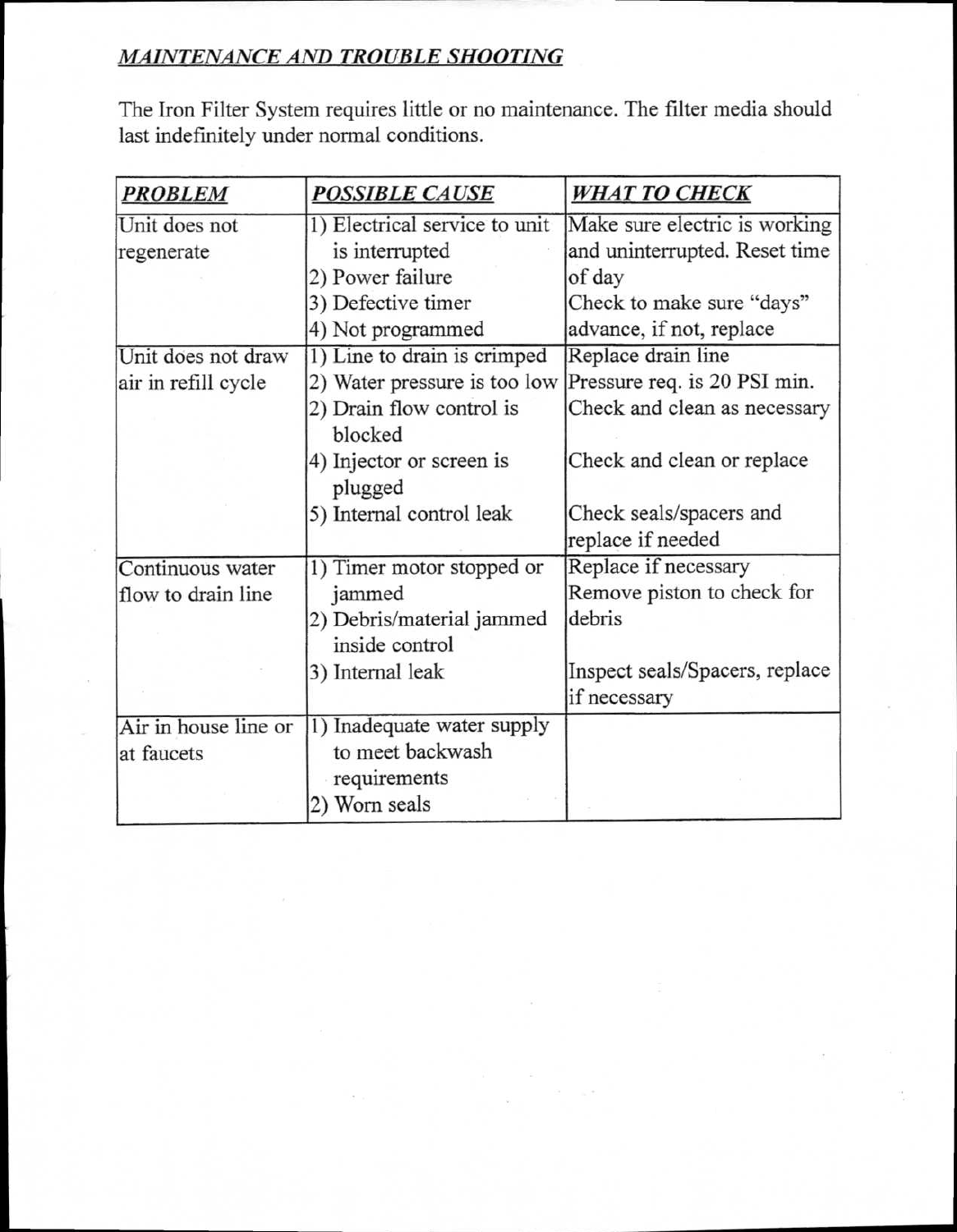***MAINTENANCE AND TROUBLE SHOOTING***

The Iron Filter System requires little or no maintenance. The filter media should last indefinitely under normal conditions.

| ***PROBLEM*** | ***POSSIBLE CAUSE*** | ***WHAT TO CHECK*** |
|---|---|---|
| Unit does not regenerate | 1) Electrical service to unit is interrupted<br>2) Power failure<br>3) Defective timer<br>4) Not programmed | Make sure electric is working and uninterrupted. Reset time of day<br>Check to make sure "days" advance, if not, replace |
| Unit does not draw air in refill cycle | 1) Line to drain is crimped<br>2) Water pressure is too low<br>2) Drain flow control is blocked<br>4) Injector or screen is plugged<br>5) Internal control leak | Replace drain line<br>Pressure req. is 20 PSI min.<br>Check and clean as necessary<br>Check and clean or replace<br>Check seals/spacers and replace if needed |
| Continuous water flow to drain line | 1) Timer motor stopped or jammed<br>2) Debris/material jammed inside control<br>3) Internal leak | Replace if necessary<br>Remove piston to check for debris<br>Inspect seals/Spacers, replace if necessary |
| Air in house line or at faucets | 1) Inadequate water supply to meet backwash requirements<br>2) Worn seals | |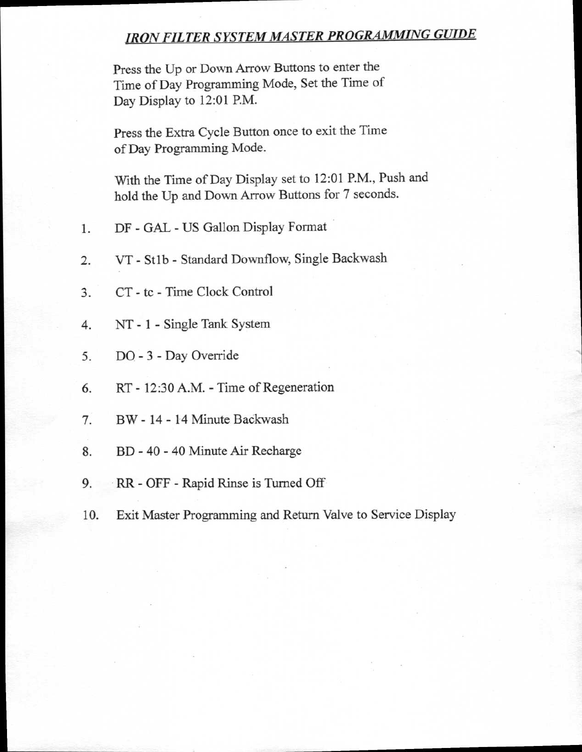# *IRON FILTER SYSTEM MASTER PROGRAMMING GUIDE*

Press the Up or Down Arrow Buttons to enter the Time of Day Programming Mode, Set the Time of Day Display to 12:01 P.M.

Press the Extra Cycle Button once to exit the Time of Day Programming Mode.

With the Time of Day Display set to 12:01 P.M., Push and hold the Up and Down Arrow Buttons for 7 seconds.

1. DF - GAL - US Gallon Display Format
2. VT - St1b - Standard Downflow, Single Backwash
3. CT - tc - Time Clock Control
4. NT - 1 - Single Tank System
5. DO - 3 - Day Override
6. RT - 12:30 A.M. - Time of Regeneration
7. BW - 14 - 14 Minute Backwash
8. BD - 40 - 40 Minute Air Recharge
9. RR - OFF - Rapid Rinse is Turned Off
10. Exit Master Programming and Return Valve to Service Display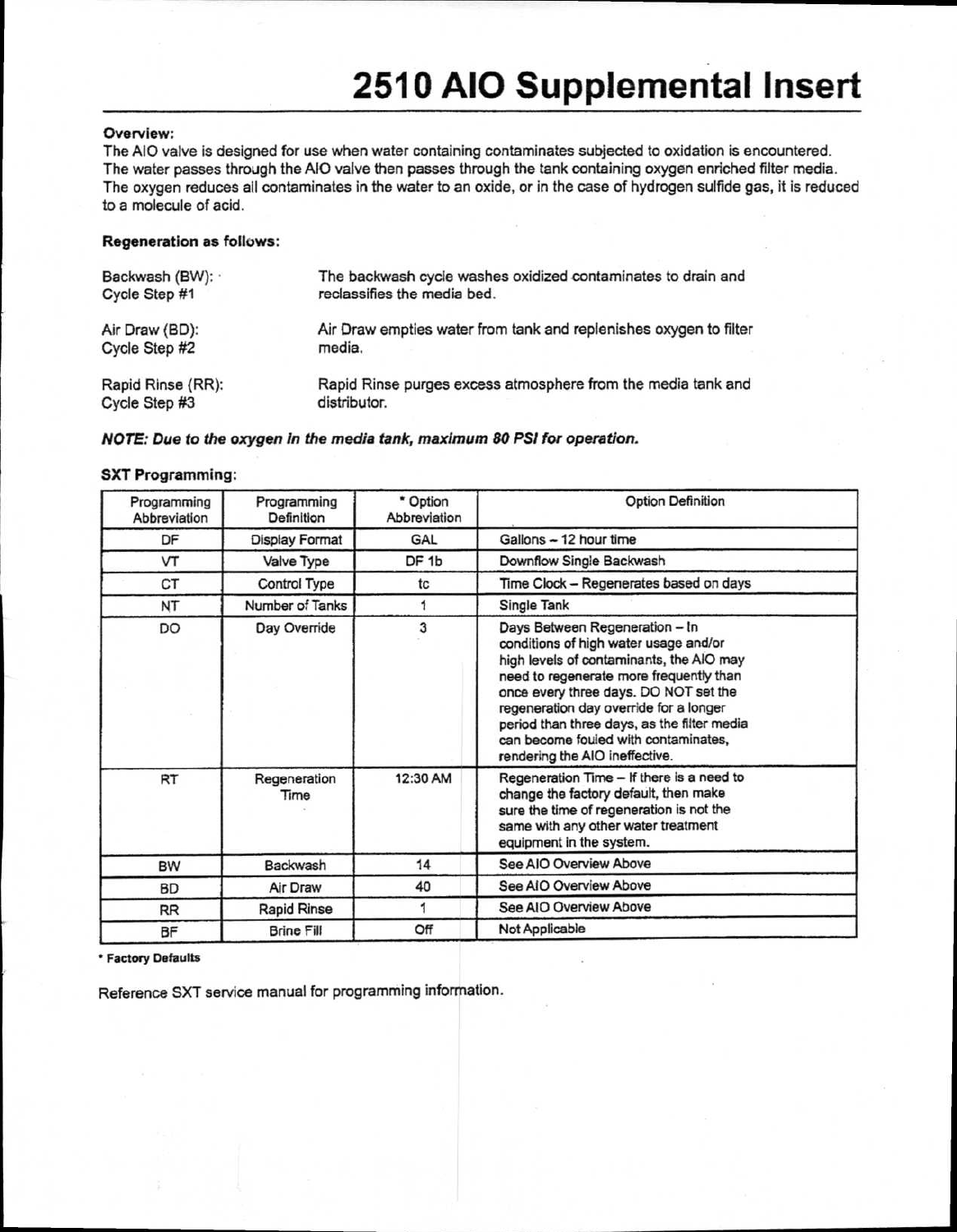# 2510 AIO Supplemental Insert

**Overview:**

The AIO valve is designed for use when water containing contaminates subjected to oxidation is encountered. The water passes through the AIO valve then passes through the tank containing oxygen enriched filter media. The oxygen reduces all contaminates in the water to an oxide, or in the case of hydrogen sulfide gas, it is reduced to a molecule of acid.

**Regeneration as follows:**

| | |
|---|---|
| Backwash (BW): Cycle Step #1 | The backwash cycle washes oxidized contaminates to drain and reclassifies the media bed. |
| Air Draw (BD): Cycle Step #2 | Air Draw empties water from tank and replenishes oxygen to filter media. |
| Rapid Rinse (RR): Cycle Step #3 | Rapid Rinse purges excess atmosphere from the media tank and distributor. |

***NOTE: Due to the oxygen in the media tank, maximum 80 PSI for operation.***

**SXT Programming:**

| Programming Abbreviation | Programming Definition | * Option Abbreviation | Option Definition |
|---|---|---|---|
| DF | Display Format | GAL | Gallons – 12 hour time |
| VT | Valve Type | DF 1b | Downflow Single Backwash |
| CT | Control Type | tc | Time Clock – Regenerates based on days |
| NT | Number of Tanks | 1 | Single Tank |
| DO | Day Override | 3 | Days Between Regeneration – In conditions of high water usage and/or high levels of contaminants, the AIO may need to regenerate more frequently than once every three days. DO NOT set the regeneration day override for a longer period than three days, as the filter media can become fouled with contaminates, rendering the AIO ineffective. |
| RT | Regeneration Time | 12:30 AM | Regeneration Time – If there is a need to change the factory default, then make sure the time of regeneration is not the same with any other water treatment equipment in the system. |
| BW | Backwash | 14 | See AIO Overview Above |
| BD | Air Draw | 40 | See AIO Overview Above |
| RR | Rapid Rinse | 1 | See AIO Overview Above |
| BF | Brine Fill | Off | Not Applicable |

**\* Factory Defaults**

Reference SXT service manual for programming information.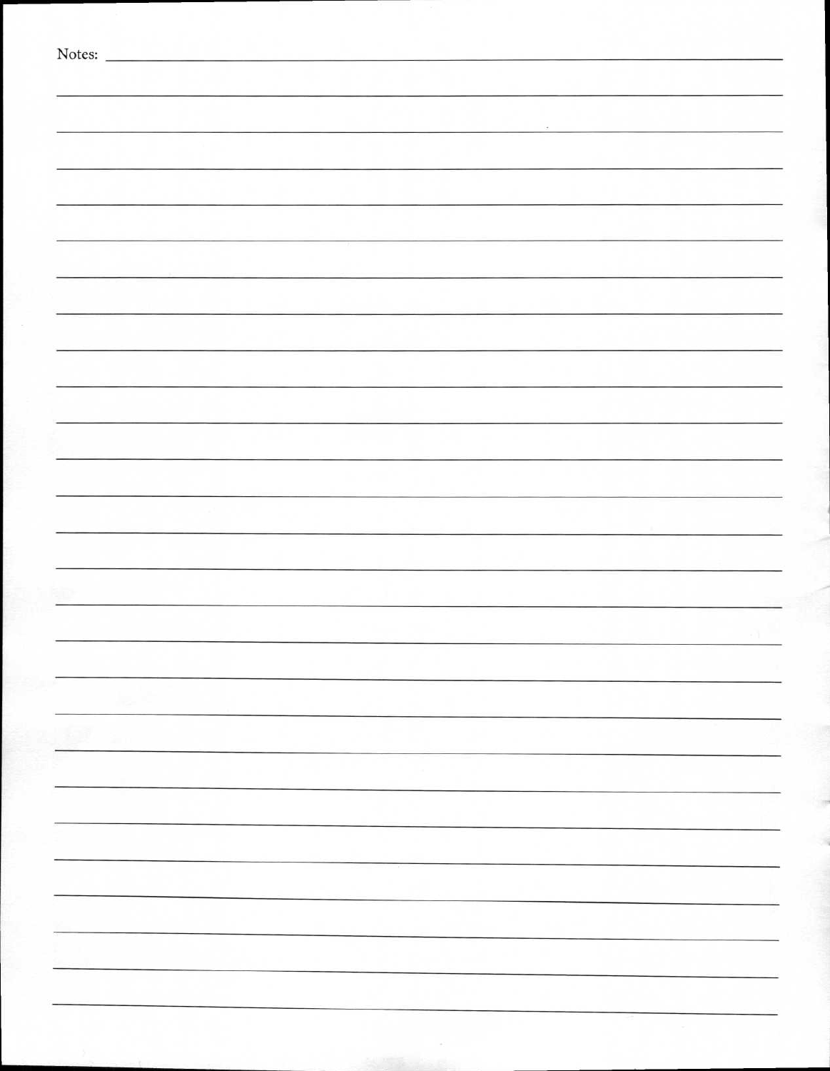Notes: